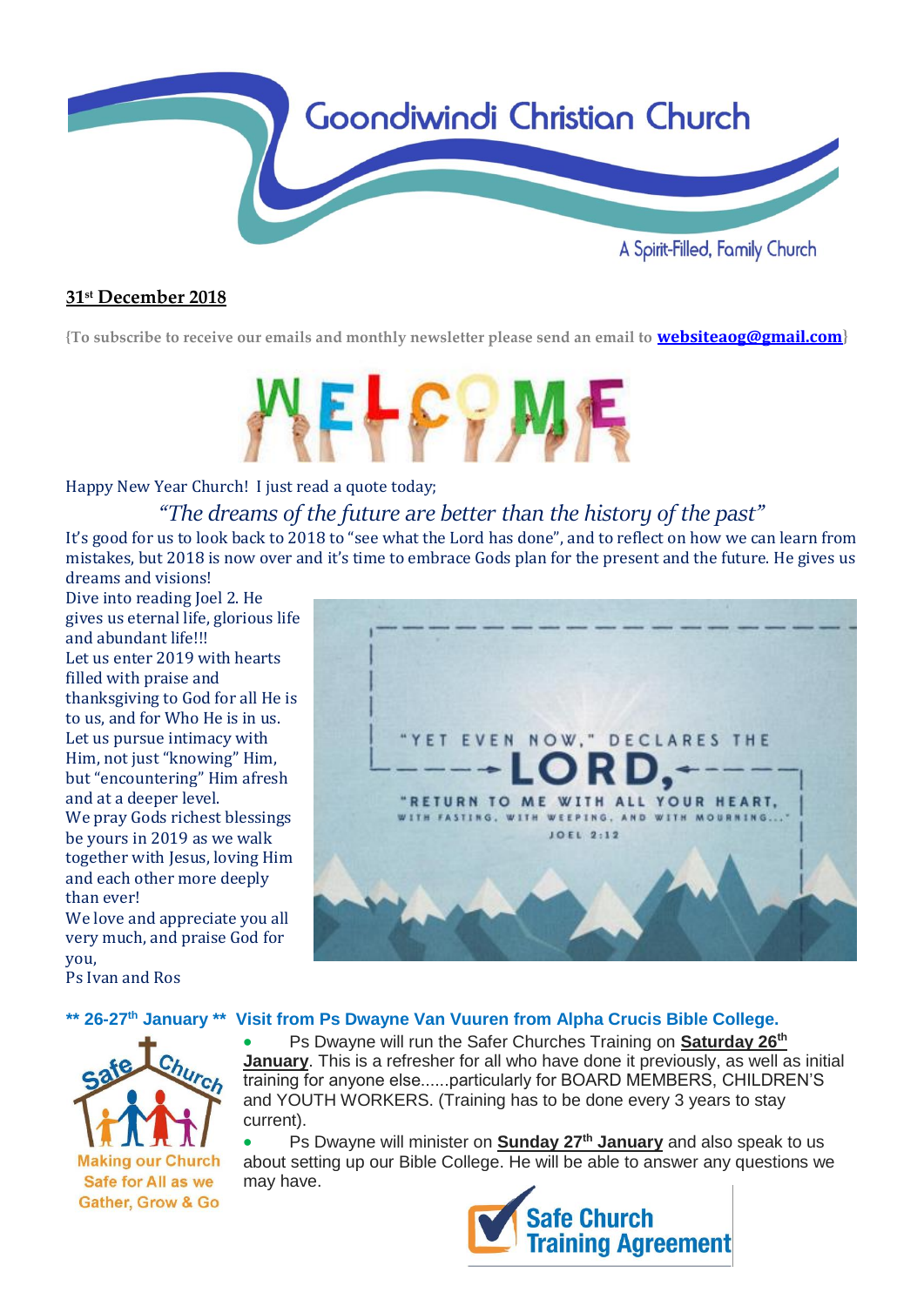# Goondiwindi Christian Church

A Spirit-Filled, Family Church

**31st December 2018**

{To subscribe to receive our emails and monthly newsletter please send an email to **websiteaog@gmail.com**}

WELCOME

Happy New Year Church! I just read a quote today;

*"The dreams of the future are better than the history of the past"*

It's good for us to look back to 2018 to "see what the Lord has done", and to reflect on how we can learn from mistakes, but 2018 is now over and it's time to embrace Gods plan for the present and the future. He gives us dreams and visions!

Dive into reading Joel 2. He gives us eternal life, glorious life and abundant life!!!

Let us enter 2019 with hearts filled with praise and thanksgiving to God for all He is to us, and for Who He is in us.

Let us pursue intimacy with Him, not just "knowing" Him, but "encountering" Him afresh and at a deeper level.

We pray Gods richest blessings be yours in 2019 as we walk together with Jesus, loving Him and each other more deeply than ever!

We love and appreciate you all very much, and praise God for you,

Ps Ivan and Ros

"YET EVEN NOW," DECLARES THE LORD, "RETURN TO ME WITH ALL YOUR HEART, WITH FASTING, WITH WEEPING, AND WITH MOURNING..." JOEL 2:12

## ** 26-27th January ** Visit from Ps Dwayne Van Vuuren from Alpha Crucis Bible College.

Safe Church — Making our Church Safe for All as we Gather, Grow & Go

- Ps Dwayne will run the Safer Churches Training on **Saturday 26th January**. This is a refresher for all who have done it previously, as well as initial training for anyone else......particularly for BOARD MEMBERS, CHILDREN'S and YOUTH WORKERS. (Training has to be done every 3 years to stay current).
- Ps Dwayne will minister on **Sunday 27th January** and also speak to us about setting up our Bible College. He will be able to answer any questions we may have.

Safe Church Training Agreement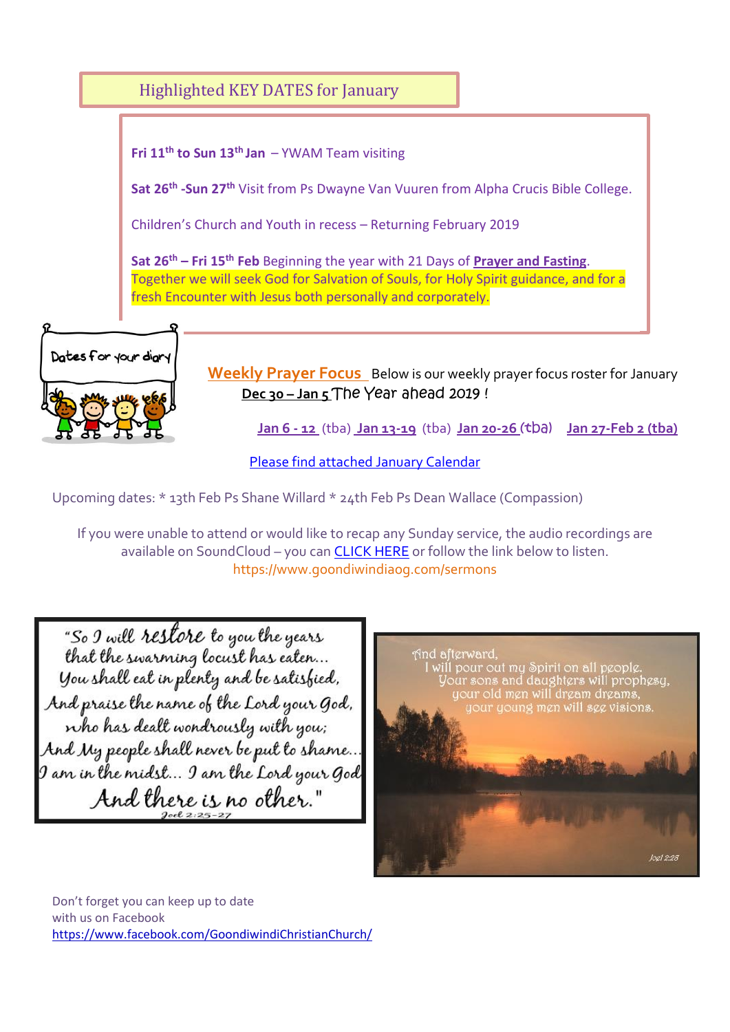## Highlighted KEY DATES for January

**Fri 11th to Sun 13th Jan** – YWAM Team visiting

**Sat 26th -Sun 27th** Visit from Ps Dwayne Van Vuuren from Alpha Crucis Bible College.

Children's Church and Youth in recess – Returning February 2019

**Sat 26th – Fri 15th Feb** Beginning the year with 21 Days of **Prayer and Fasting**. Together we will seek God for Salvation of Souls, for Holy Spirit guidance, and for a fresh Encounter with Jesus both personally and corporately.

Dates for your diary

**Weekly Prayer Focus** Below is our weekly prayer focus roster for January

Dec 30 – Jan 5 The Year ahead 2019 !

Jan 6 - 12 (tba) Jan 13-19 (tba) Jan 20-26 (tba) Jan 27-Feb 2 (tba)

Please find attached January Calendar

Upcoming dates: * 13th Feb Ps Shane Willard * 24th Feb Ps Dean Wallace (Compassion)

If you were unable to attend or would like to recap any Sunday service, the audio recordings are available on SoundCloud – you can CLICK HERE or follow the link below to listen.
https://www.goondiwindiaog.com/sermons

"So I will restore to you the years that the swarming locust has eaten... You shall eat in plenty and be satisfied, And praise the name of the Lord your God, who has dealt wondrously with you; And My people shall never be put to shame... I am in the midst... I am the Lord your God And there is no other."
Joel 2:25-27

And afterward, I will pour out my Spirit on all people. Your sons and daughters will prophesy, your old men will dream dreams, your young men will see visions.
Joel 2:28

Don't forget you can keep up to date with us on Facebook
https://www.facebook.com/GoondiwindiChristianChurch/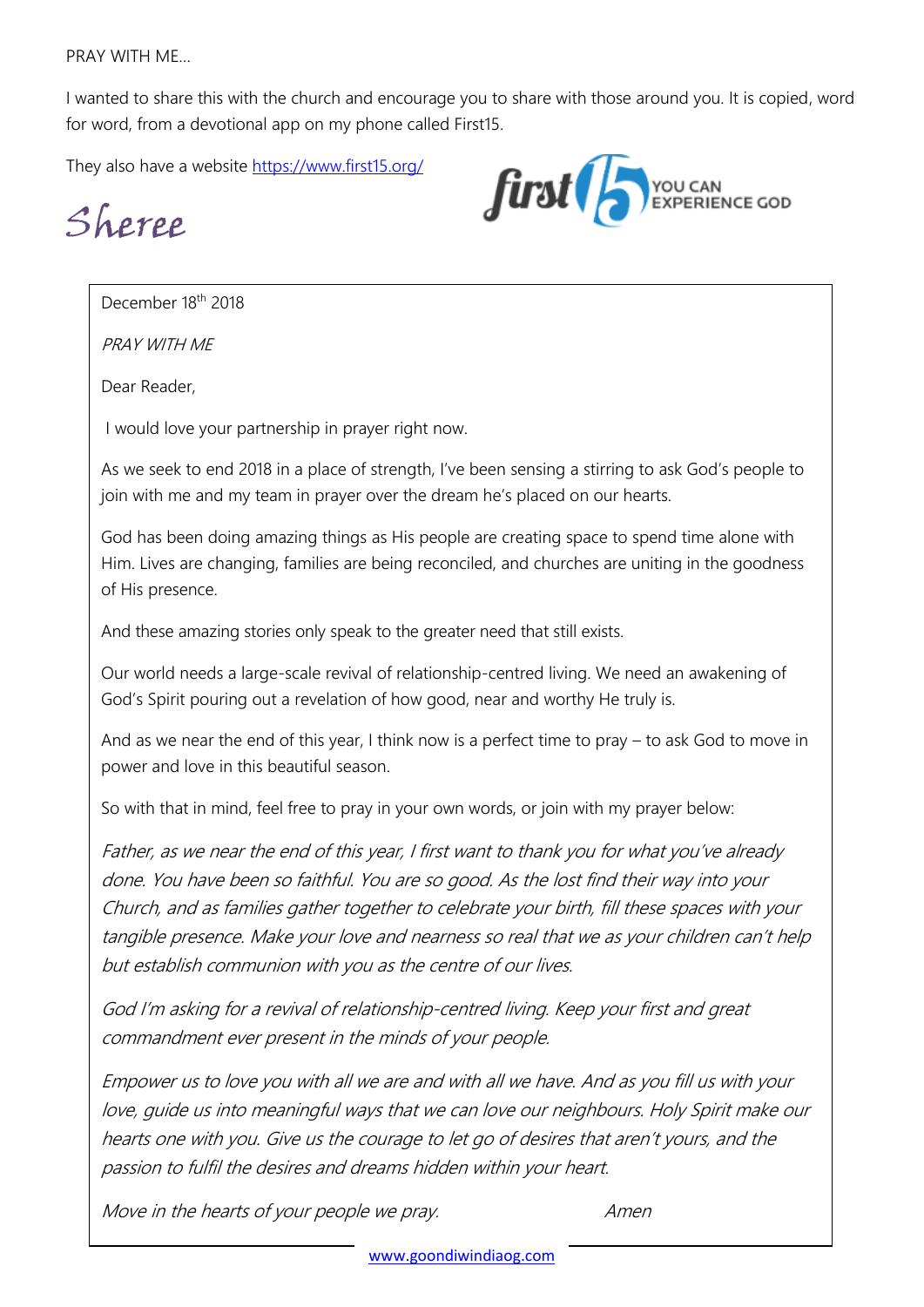PRAY WITH ME…

I wanted to share this with the church and encourage you to share with those around you. It is copied, word for word, from a devotional app on my phone called First15.

They also have a website https://www.first15.org/

Sheree

first15 YOU CAN EXPERIENCE GOD

December 18th 2018

*PRAY WITH ME*

Dear Reader,

I would love your partnership in prayer right now.

As we seek to end 2018 in a place of strength, I've been sensing a stirring to ask God's people to join with me and my team in prayer over the dream he's placed on our hearts.

God has been doing amazing things as His people are creating space to spend time alone with Him. Lives are changing, families are being reconciled, and churches are uniting in the goodness of His presence.

And these amazing stories only speak to the greater need that still exists.

Our world needs a large-scale revival of relationship-centred living. We need an awakening of God's Spirit pouring out a revelation of how good, near and worthy He truly is.

And as we near the end of this year, I think now is a perfect time to pray – to ask God to move in power and love in this beautiful season.

So with that in mind, feel free to pray in your own words, or join with my prayer below:

*Father, as we near the end of this year, I first want to thank you for what you've already done. You have been so faithful. You are so good. As the lost find their way into your Church, and as families gather together to celebrate your birth, fill these spaces with your tangible presence. Make your love and nearness so real that we as your children can't help but establish communion with you as the centre of our lives.*

*God I'm asking for a revival of relationship-centred living. Keep your first and great commandment ever present in the minds of your people.*

*Empower us to love you with all we are and with all we have. And as you fill us with your love, guide us into meaningful ways that we can love our neighbours. Holy Spirit make our hearts one with you. Give us the courage to let go of desires that aren't yours, and the passion to fulfil the desires and dreams hidden within your heart.*

*Move in the hearts of your people we pray. Amen*

www.goondiwindiaog.com